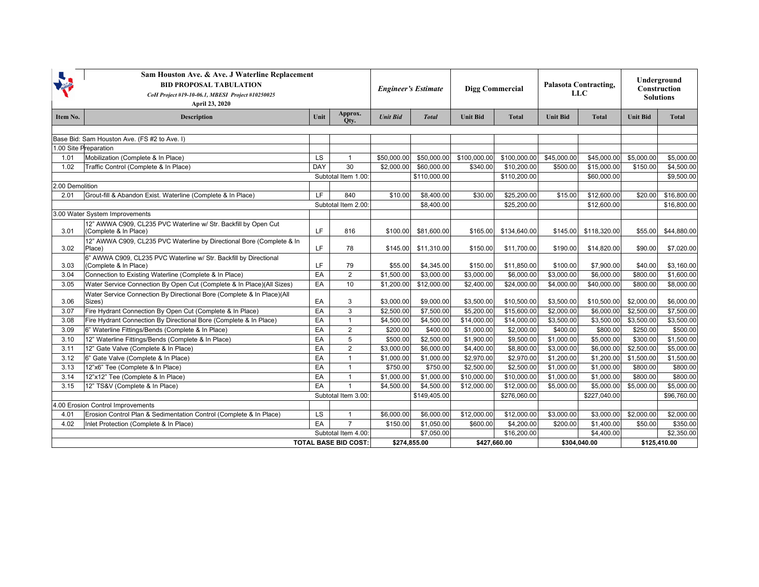# Sam Houston Ave. & Ave. J Waterline Replacement

**BID PROPOSAL TABULATION**

*CoH Project #19-10-06.1, MBESI Project #10250025*

**April 23, 2020**

| Item No. | Description | Unit | Approx. Qty. | *Engineer's Estimate* | | Digg Commercial | | Palasota Contracting, LLC | | Underground Construction Solutions | |
|---|---|---|---|---|---|---|---|---|---|---|---|
| | | | | *Unit Bid* | *Total* | Unit Bid | Total | Unit Bid | Total | Unit Bid | Total |
| Base Bid: Sam Houston Ave. (FS #2 to Ave. I) | | | | | | | | | | | |
| 1.00 Site Preparation | | | | | | | | | | | |
| 1.01 | Mobilization (Complete & In Place) | LS | 1 | $50,000.00 | $50,000.00 | $100,000.00 | $100,000.00 | $45,000.00 | $45,000.00 | $5,000.00 | $5,000.00 |
| 1.02 | Traffic Control (Complete & In Place) | DAY | 30 | $2,000.00 | $60,000.00 | $340.00 | $10,200.00 | $500.00 | $15,000.00 | $150.00 | $4,500.00 |
| | | Subtotal Item 1.00: | | | $110,000.00 | | $110,200.00 | | $60,000.00 | | $9,500.00 |
| 2.00 Demolition | | | | | | | | | | | |
| 2.01 | Grout-fill & Abandon Exist. Waterline (Complete & In Place) | LF | 840 | $10.00 | $8,400.00 | $30.00 | $25,200.00 | $15.00 | $12,600.00 | $20.00 | $16,800.00 |
| | | Subtotal Item 2.00: | | | $8,400.00 | | $25,200.00 | | $12,600.00 | | $16,800.00 |
| 3.00 Water System Improvements | | | | | | | | | | | |
| 3.01 | 12" AWWA C909, CL235 PVC Waterline w/ Str. Backfill by Open Cut (Complete & In Place) | LF | 816 | $100.00 | $81,600.00 | $165.00 | $134,640.00 | $145.00 | $118,320.00 | $55.00 | $44,880.00 |
| 3.02 | 12" AWWA C909, CL235 PVC Waterline by Directional Bore (Complete & In Place) | LF | 78 | $145.00 | $11,310.00 | $150.00 | $11,700.00 | $190.00 | $14,820.00 | $90.00 | $7,020.00 |
| 3.03 | 6" AWWA C909, CL235 PVC Waterline w/ Str. Backfill by Directional (Complete & In Place) | LF | 79 | $55.00 | $4,345.00 | $150.00 | $11,850.00 | $100.00 | $7,900.00 | $40.00 | $3,160.00 |
| 3.04 | Connection to Existing Waterline (Complete & In Place) | EA | 2 | $1,500.00 | $3,000.00 | $3,000.00 | $6,000.00 | $3,000.00 | $6,000.00 | $800.00 | $1,600.00 |
| 3.05 | Water Service Connection By Open Cut (Complete & In Place)(All Sizes) | EA | 10 | $1,200.00 | $12,000.00 | $2,400.00 | $24,000.00 | $4,000.00 | $40,000.00 | $800.00 | $8,000.00 |
| 3.06 | Water Service Connection By Directional Bore (Complete & In Place)(All Sizes) | EA | 3 | $3,000.00 | $9,000.00 | $3,500.00 | $10,500.00 | $3,500.00 | $10,500.00 | $2,000.00 | $6,000.00 |
| 3.07 | Fire Hydrant Connection By Open Cut (Complete & In Place) | EA | 3 | $2,500.00 | $7,500.00 | $5,200.00 | $15,600.00 | $2,000.00 | $6,000.00 | $2,500.00 | $7,500.00 |
| 3.08 | Fire Hydrant Connection By Directional Bore (Complete & In Place) | EA | 1 | $4,500.00 | $4,500.00 | $14,000.00 | $14,000.00 | $3,500.00 | $3,500.00 | $3,500.00 | $3,500.00 |
| 3.09 | 6" Waterline Fittings/Bends (Complete & In Place) | EA | 2 | $200.00 | $400.00 | $1,000.00 | $2,000.00 | $400.00 | $800.00 | $250.00 | $500.00 |
| 3.10 | 12" Waterline Fittings/Bends (Complete & In Place) | EA | 5 | $500.00 | $2,500.00 | $1,900.00 | $9,500.00 | $1,000.00 | $5,000.00 | $300.00 | $1,500.00 |
| 3.11 | 12" Gate Valve (Complete & In Place) | EA | 2 | $3,000.00 | $6,000.00 | $4,400.00 | $8,800.00 | $3,000.00 | $6,000.00 | $2,500.00 | $5,000.00 |
| 3.12 | 6" Gate Valve (Complete & In Place) | EA | 1 | $1,000.00 | $1,000.00 | $2,970.00 | $2,970.00 | $1,200.00 | $1,200.00 | $1,500.00 | $1,500.00 |
| 3.13 | 12"x6" Tee (Complete & In Place) | EA | 1 | $750.00 | $750.00 | $2,500.00 | $2,500.00 | $1,000.00 | $1,000.00 | $800.00 | $800.00 |
| 3.14 | 12"x12" Tee (Complete & In Place) | EA | 1 | $1,000.00 | $1,000.00 | $10,000.00 | $10,000.00 | $1,000.00 | $1,000.00 | $800.00 | $800.00 |
| 3.15 | 12" TS&V (Complete & In Place) | EA | 1 | $4,500.00 | $4,500.00 | $12,000.00 | $12,000.00 | $5,000.00 | $5,000.00 | $5,000.00 | $5,000.00 |
| | | Subtotal Item 3.00: | | | $149,405.00 | | $276,060.00 | | $227,040.00 | | $96,760.00 |
| 4.00 Erosion Control Improvements | | | | | | | | | | | |
| 4.01 | Erosion Control Plan & Sedimentation Control (Complete & In Place) | LS | 1 | $6,000.00 | $6,000.00 | $12,000.00 | $12,000.00 | $3,000.00 | $3,000.00 | $2,000.00 | $2,000.00 |
| 4.02 | Inlet Protection (Complete & In Place) | EA | 7 | $150.00 | $1,050.00 | $600.00 | $4,200.00 | $200.00 | $1,400.00 | $50.00 | $350.00 |
| | | Subtotal Item 4.00: | | | $7,050.00 | | $16,200.00 | | $4,400.00 | | $2,350.00 |
| | | TOTAL BASE BID COST: | | $274,855.00 | | $427,660.00 | | $304,040.00 | | $125,410.00 | |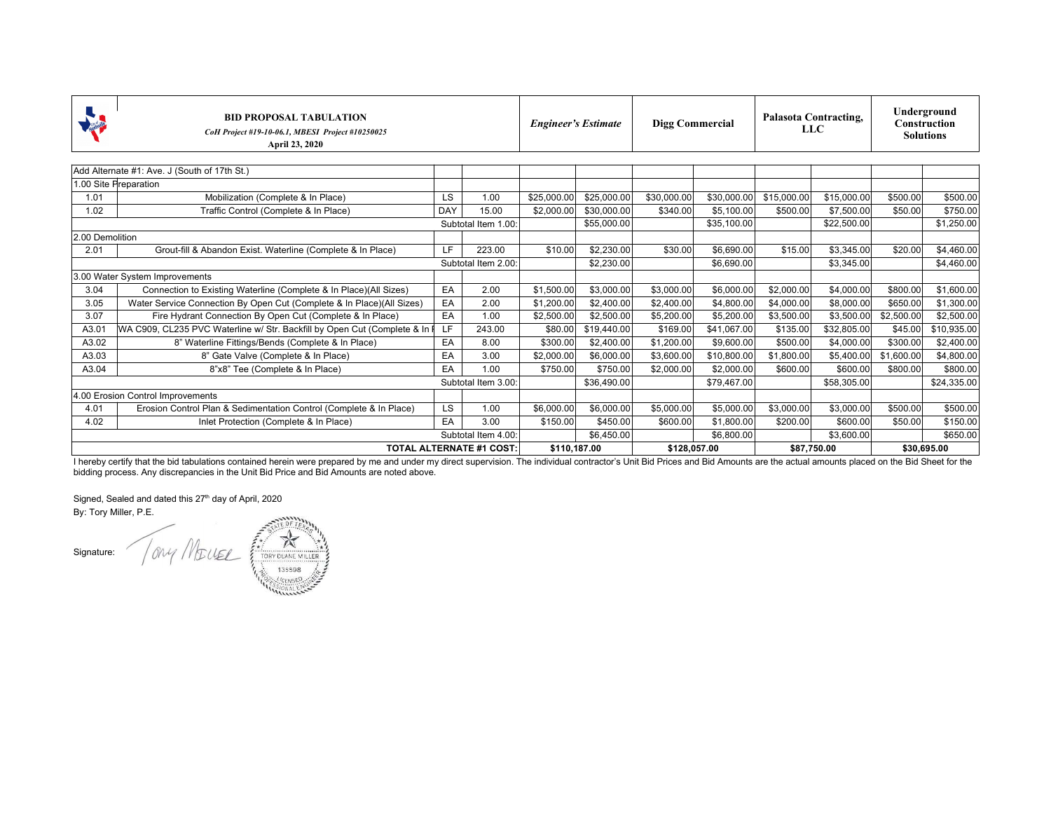| | BID PROPOSAL TABULATION<br>*CoH Project #19-10-06.1, MBESI Project #10250025*<br>April 23, 2020 | | | *Engineer's Estimate* | | Digg Commercial | | Palasota Contracting, LLC | | Underground Construction Solutions | |
|---|---|---|---|---|---|---|---|---|---|---|---|
| Add Alternate #1: Ave. J (South of 17th St.) | | | | | | | | | | | |
| 1.00 Site Preparation | | | | | | | | | | | |
| 1.01 | Mobilization (Complete & In Place) | LS | 1.00 | $25,000.00 | $25,000.00 | $30,000.00 | $30,000.00 | $15,000.00 | $15,000.00 | $500.00 | $500.00 |
| 1.02 | Traffic Control (Complete & In Place) | DAY | 15.00 | $2,000.00 | $30,000.00 | $340.00 | $5,100.00 | $500.00 | $7,500.00 | $50.00 | $750.00 |
| | | Subtotal Item 1.00: | | | $55,000.00 | | $35,100.00 | | $22,500.00 | | $1,250.00 |
| 2.00 Demolition | | | | | | | | | | | |
| 2.01 | Grout-fill & Abandon Exist. Waterline (Complete & In Place) | LF | 223.00 | $10.00 | $2,230.00 | $30.00 | $6,690.00 | $15.00 | $3,345.00 | $20.00 | $4,460.00 |
| | | Subtotal Item 2.00: | | | $2,230.00 | | $6,690.00 | | $3,345.00 | | $4,460.00 |
| 3.00 Water System Improvements | | | | | | | | | | | |
| 3.04 | Connection to Existing Waterline (Complete & In Place)(All Sizes) | EA | 2.00 | $1,500.00 | $3,000.00 | $3,000.00 | $6,000.00 | $2,000.00 | $4,000.00 | $800.00 | $1,600.00 |
| 3.05 | Water Service Connection By Open Cut (Complete & In Place)(All Sizes) | EA | 2.00 | $1,200.00 | $2,400.00 | $2,400.00 | $4,800.00 | $4,000.00 | $8,000.00 | $650.00 | $1,300.00 |
| 3.07 | Fire Hydrant Connection By Open Cut (Complete & In Place) | EA | 1.00 | $2,500.00 | $2,500.00 | $5,200.00 | $5,200.00 | $3,500.00 | $3,500.00 | $2,500.00 | $2,500.00 |
| A3.01 | WA C909, CL235 PVC Waterline w/ Str. Backfill by Open Cut (Complete & In P | LF | 243.00 | $80.00 | $19,440.00 | $169.00 | $41,067.00 | $135.00 | $32,805.00 | $45.00 | $10,935.00 |
| A3.02 | 8" Waterline Fittings/Bends (Complete & In Place) | EA | 8.00 | $300.00 | $2,400.00 | $1,200.00 | $9,600.00 | $500.00 | $4,000.00 | $300.00 | $2,400.00 |
| A3.03 | 8" Gate Valve (Complete & In Place) | EA | 3.00 | $2,000.00 | $6,000.00 | $3,600.00 | $10,800.00 | $1,800.00 | $5,400.00 | $1,600.00 | $4,800.00 |
| A3.04 | 8"x8" Tee (Complete & In Place) | EA | 1.00 | $750.00 | $750.00 | $2,000.00 | $2,000.00 | $600.00 | $600.00 | $800.00 | $800.00 |
| | | Subtotal Item 3.00: | | | $36,490.00 | | $79,467.00 | | $58,305.00 | | $24,335.00 |
| 4.00 Erosion Control Improvements | | | | | | | | | | | |
| 4.01 | Erosion Control Plan & Sedimentation Control (Complete & In Place) | LS | 1.00 | $6,000.00 | $6,000.00 | $5,000.00 | $5,000.00 | $3,000.00 | $3,000.00 | $500.00 | $500.00 |
| 4.02 | Inlet Protection (Complete & In Place) | EA | 3.00 | $150.00 | $450.00 | $600.00 | $1,800.00 | $200.00 | $600.00 | $50.00 | $150.00 |
| | | Subtotal Item 4.00: | | | $6,450.00 | | $6,800.00 | | $3,600.00 | | $650.00 |
| | | TOTAL ALTERNATE #1 COST: | | $110,187.00 | | $128,057.00 | | $87,750.00 | | $30,695.00 | |

I hereby certify that the bid tabulations contained herein were prepared by me and under my direct supervision. The individual contractor's Unit Bid Prices and Bid Amounts are the actual amounts placed on the Bid Sheet for the bidding process. Any discrepancies in the Unit Bid Price and Bid Amounts are noted above.

Signed, Sealed and dated this 27th day of April, 2020

By: Tory Miller, P.E.

Signature: Tory Miller

STATE OF TEXAS
TORY DUANE MILLER
135598
LICENSED
PROFESSIONAL ENGINEER